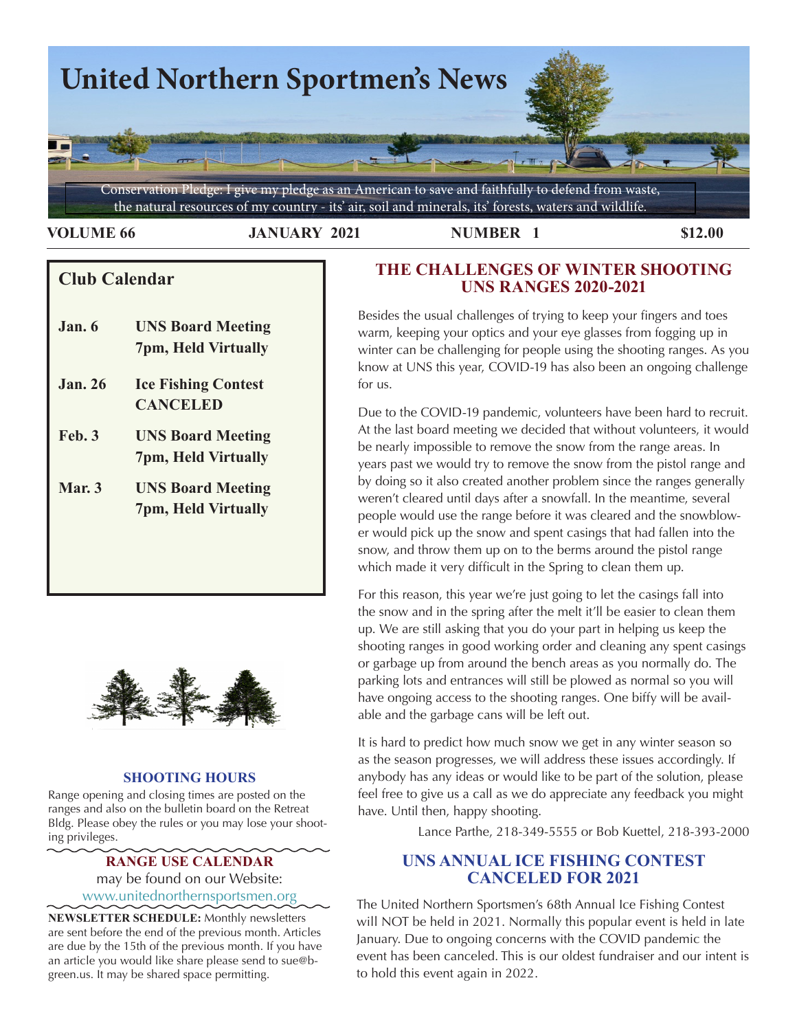# United Northern Sportmen's News

Conservation Pledge: I give my pledge as an American to save and faithfully to defend from waste, the natural resources of my country - its' air, soil and minerals, its' forests, waters and wildlife.

**VOLUME 66** **JANUARY 2021** **NUMBER 1** **$12.00**

## Club Calendar

| | |
|---|---|
| **Jan. 6** | **UNS Board Meeting 7pm, Held Virtually** |
| **Jan. 26** | **Ice Fishing Contest CANCELED** |
| **Feb. 3** | **UNS Board Meeting 7pm, Held Virtually** |
| **Mar. 3** | **UNS Board Meeting 7pm, Held Virtually** |

### SHOOTING HOURS

Range opening and closing times are posted on the ranges and also on the bulletin board on the Retreat Bldg. Please obey the rules or you may lose your shooting privileges.

### RANGE USE CALENDAR

may be found on our Website:
www.unitednorthernsportsmen.org

**NEWSLETTER SCHEDULE:** Monthly newsletters are sent before the end of the previous month. Articles are due by the 15th of the previous month. If you have an article you would like share please send to sue@b-green.us. It may be shared space permitting.

## THE CHALLENGES OF WINTER SHOOTING UNS RANGES 2020-2021

Besides the usual challenges of trying to keep your fingers and toes warm, keeping your optics and your eye glasses from fogging up in winter can be challenging for people using the shooting ranges. As you know at UNS this year, COVID-19 has also been an ongoing challenge for us.

Due to the COVID-19 pandemic, volunteers have been hard to recruit. At the last board meeting we decided that without volunteers, it would be nearly impossible to remove the snow from the range areas. In years past we would try to remove the snow from the pistol range and by doing so it also created another problem since the ranges generally weren't cleared until days after a snowfall. In the meantime, several people would use the range before it was cleared and the snowblower would pick up the snow and spent casings that had fallen into the snow, and throw them up on to the berms around the pistol range which made it very difficult in the Spring to clean them up.

For this reason, this year we're just going to let the casings fall into the snow and in the spring after the melt it'll be easier to clean them up. We are still asking that you do your part in helping us keep the shooting ranges in good working order and cleaning any spent casings or garbage up from around the bench areas as you normally do. The parking lots and entrances will still be plowed as normal so you will have ongoing access to the shooting ranges. One biffy will be available and the garbage cans will be left out.

It is hard to predict how much snow we get in any winter season so as the season progresses, we will address these issues accordingly. If anybody has any ideas or would like to be part of the solution, please feel free to give us a call as we do appreciate any feedback you might have. Until then, happy shooting.

Lance Parthe, 218-349-5555 or Bob Kuettel, 218-393-2000

## UNS ANNUAL ICE FISHING CONTEST CANCELED FOR 2021

The United Northern Sportsmen's 68th Annual Ice Fishing Contest will NOT be held in 2021. Normally this popular event is held in late January. Due to ongoing concerns with the COVID pandemic the event has been canceled. This is our oldest fundraiser and our intent is to hold this event again in 2022.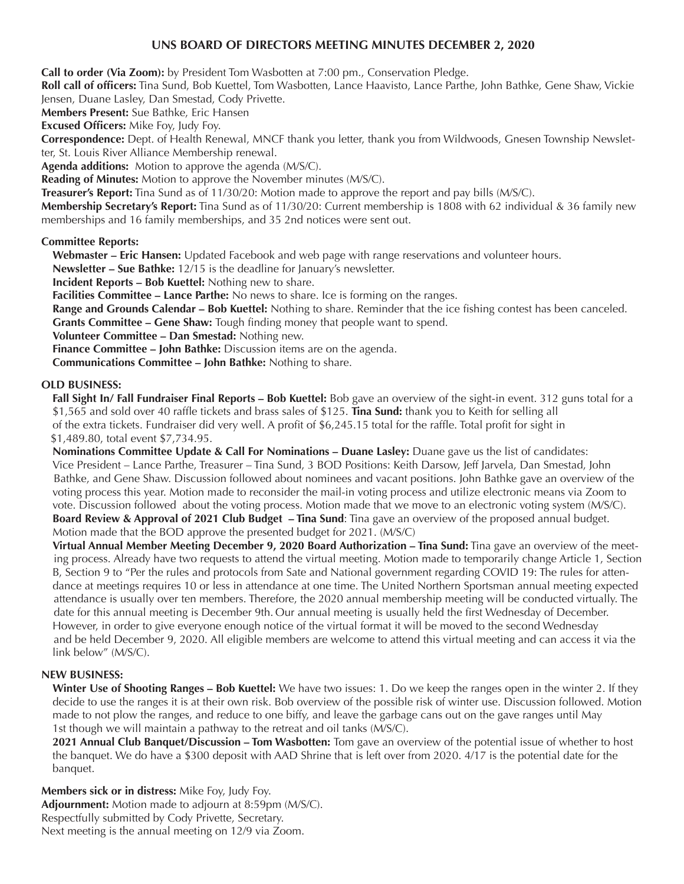## UNS BOARD OF DIRECTORS MEETING MINUTES DECEMBER 2, 2020

**Call to order (Via Zoom):** by President Tom Wasbotten at 7:00 pm., Conservation Pledge.

**Roll call of officers:** Tina Sund, Bob Kuettel, Tom Wasbotten, Lance Haavisto, Lance Parthe, John Bathke, Gene Shaw, Vickie Jensen, Duane Lasley, Dan Smestad, Cody Privette.

**Members Present:** Sue Bathke, Eric Hansen

**Excused Officers:** Mike Foy, Judy Foy.

**Correspondence:** Dept. of Health Renewal, MNCF thank you letter, thank you from Wildwoods, Gnesen Township Newsletter, St. Louis River Alliance Membership renewal.

**Agenda additions:** Motion to approve the agenda (M/S/C).

**Reading of Minutes:** Motion to approve the November minutes (M/S/C).

**Treasurer's Report:** Tina Sund as of 11/30/20: Motion made to approve the report and pay bills (M/S/C).

**Membership Secretary's Report:** Tina Sund as of 11/30/20: Current membership is 1808 with 62 individual & 36 family new memberships and 16 family memberships, and 35 2nd notices were sent out.

**Committee Reports:**

**Webmaster – Eric Hansen:** Updated Facebook and web page with range reservations and volunteer hours.

**Newsletter – Sue Bathke:** 12/15 is the deadline for January's newsletter.

**Incident Reports – Bob Kuettel:** Nothing new to share.

**Facilities Committee – Lance Parthe:** No news to share. Ice is forming on the ranges.

**Range and Grounds Calendar – Bob Kuettel:** Nothing to share. Reminder that the ice fishing contest has been canceled.

**Grants Committee – Gene Shaw:** Tough finding money that people want to spend.

**Volunteer Committee – Dan Smestad:** Nothing new.

**Finance Committee – John Bathke:** Discussion items are on the agenda.

**Communications Committee – John Bathke:** Nothing to share.

**OLD BUSINESS:**

**Fall Sight In/ Fall Fundraiser Final Reports – Bob Kuettel:** Bob gave an overview of the sight-in event. 312 guns total for a $1,565 and sold over 40 raffle tickets and brass sales of $125. **Tina Sund:** thank you to Keith for selling all of the extra tickets. Fundraiser did very well. A profit of $6,245.15 total for the raffle. Total profit for sight in $1,489.80, total event $7,734.95.

**Nominations Committee Update & Call For Nominations – Duane Lasley:** Duane gave us the list of candidates: Vice President – Lance Parthe, Treasurer – Tina Sund, 3 BOD Positions: Keith Darsow, Jeff Jarvela, Dan Smestad, John Bathke, and Gene Shaw. Discussion followed about nominees and vacant positions. John Bathke gave an overview of the voting process this year. Motion made to reconsider the mail-in voting process and utilize electronic means via Zoom to vote. Discussion followed about the voting process. Motion made that we move to an electronic voting system (M/S/C).

**Board Review & Approval of 2021 Club Budget – Tina Sund**: Tina gave an overview of the proposed annual budget. Motion made that the BOD approve the presented budget for 2021. (M/S/C)

**Virtual Annual Member Meeting December 9, 2020 Board Authorization – Tina Sund:** Tina gave an overview of the meeting process. Already have two requests to attend the virtual meeting. Motion made to temporarily change Article 1, Section B, Section 9 to "Per the rules and protocols from Sate and National government regarding COVID 19: The rules for attendance at meetings requires 10 or less in attendance at one time. The United Northern Sportsman annual meeting expected attendance is usually over ten members. Therefore, the 2020 annual membership meeting will be conducted virtually. The date for this annual meeting is December 9th. Our annual meeting is usually held the first Wednesday of December. However, in order to give everyone enough notice of the virtual format it will be moved to the second Wednesday and be held December 9, 2020. All eligible members are welcome to attend this virtual meeting and can access it via the link below" (M/S/C).

**NEW BUSINESS:**

**Winter Use of Shooting Ranges – Bob Kuettel:** We have two issues: 1. Do we keep the ranges open in the winter 2. If they decide to use the ranges it is at their own risk. Bob overview of the possible risk of winter use. Discussion followed. Motion made to not plow the ranges, and reduce to one biffy, and leave the garbage cans out on the gave ranges until May 1st though we will maintain a pathway to the retreat and oil tanks (M/S/C).

**2021 Annual Club Banquet/Discussion – Tom Wasbotten:** Tom gave an overview of the potential issue of whether to host the banquet. We do have a $300 deposit with AAD Shrine that is left over from 2020. 4/17 is the potential date for the banquet.

**Members sick or in distress:** Mike Foy, Judy Foy.

**Adjournment:** Motion made to adjourn at 8:59pm (M/S/C).

Respectfully submitted by Cody Privette, Secretary.

Next meeting is the annual meeting on 12/9 via Zoom.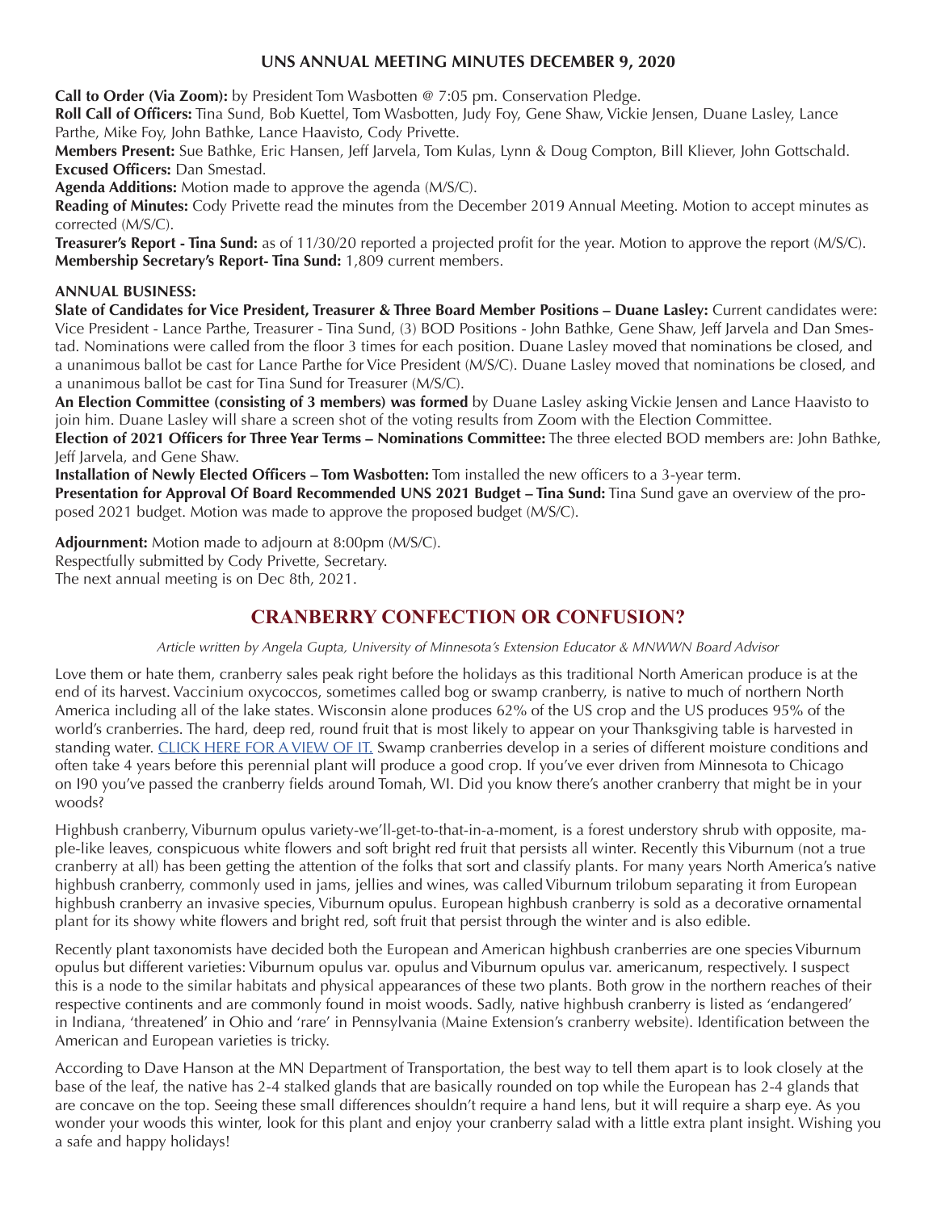## UNS ANNUAL MEETING MINUTES DECEMBER 9, 2020

**Call to Order (Via Zoom):** by President Tom Wasbotten @ 7:05 pm. Conservation Pledge.
**Roll Call of Officers:** Tina Sund, Bob Kuettel, Tom Wasbotten, Judy Foy, Gene Shaw, Vickie Jensen, Duane Lasley, Lance Parthe, Mike Foy, John Bathke, Lance Haavisto, Cody Privette.
**Members Present:** Sue Bathke, Eric Hansen, Jeff Jarvela, Tom Kulas, Lynn & Doug Compton, Bill Kliever, John Gottschald.
**Excused Officers:** Dan Smestad.
**Agenda Additions:** Motion made to approve the agenda (M/S/C).
**Reading of Minutes:** Cody Privette read the minutes from the December 2019 Annual Meeting. Motion to accept minutes as corrected (M/S/C).
**Treasurer's Report - Tina Sund:** as of 11/30/20 reported a projected profit for the year. Motion to approve the report (M/S/C).
**Membership Secretary's Report- Tina Sund:** 1,809 current members.

**ANNUAL BUSINESS:**
**Slate of Candidates for Vice President, Treasurer & Three Board Member Positions – Duane Lasley:** Current candidates were: Vice President - Lance Parthe, Treasurer - Tina Sund, (3) BOD Positions - John Bathke, Gene Shaw, Jeff Jarvela and Dan Smestad. Nominations were called from the floor 3 times for each position. Duane Lasley moved that nominations be closed, and a unanimous ballot be cast for Lance Parthe for Vice President (M/S/C). Duane Lasley moved that nominations be closed, and a unanimous ballot be cast for Tina Sund for Treasurer (M/S/C).
**An Election Committee (consisting of 3 members) was formed** by Duane Lasley asking Vickie Jensen and Lance Haavisto to join him. Duane Lasley will share a screen shot of the voting results from Zoom with the Election Committee.
**Election of 2021 Officers for Three Year Terms – Nominations Committee:** The three elected BOD members are: John Bathke, Jeff Jarvela, and Gene Shaw.
**Installation of Newly Elected Officers – Tom Wasbotten:** Tom installed the new officers to a 3-year term.
**Presentation for Approval Of Board Recommended UNS 2021 Budget – Tina Sund:** Tina Sund gave an overview of the proposed 2021 budget. Motion was made to approve the proposed budget (M/S/C).

**Adjournment:** Motion made to adjourn at 8:00pm (M/S/C).
Respectfully submitted by Cody Privette, Secretary.
The next annual meeting is on Dec 8th, 2021.

## CRANBERRY CONFECTION OR CONFUSION?

*Article written by Angela Gupta, University of Minnesota's Extension Educator & MNWWN Board Advisor*

Love them or hate them, cranberry sales peak right before the holidays as this traditional North American produce is at the end of its harvest. Vaccinium oxycoccos, sometimes called bog or swamp cranberry, is native to much of northern North America including all of the lake states. Wisconsin alone produces 62% of the US crop and the US produces 95% of the world's cranberries. The hard, deep red, round fruit that is most likely to appear on your Thanksgiving table is harvested in standing water. CLICK HERE FOR A VIEW OF IT. Swamp cranberries develop in a series of different moisture conditions and often take 4 years before this perennial plant will produce a good crop. If you've ever driven from Minnesota to Chicago on I90 you've passed the cranberry fields around Tomah, WI. Did you know there's another cranberry that might be in your woods?

Highbush cranberry, Viburnum opulus variety-we'll-get-to-that-in-a-moment, is a forest understory shrub with opposite, maple-like leaves, conspicuous white flowers and soft bright red fruit that persists all winter. Recently this Viburnum (not a true cranberry at all) has been getting the attention of the folks that sort and classify plants. For many years North America's native highbush cranberry, commonly used in jams, jellies and wines, was called Viburnum trilobum separating it from European highbush cranberry an invasive species, Viburnum opulus. European highbush cranberry is sold as a decorative ornamental plant for its showy white flowers and bright red, soft fruit that persist through the winter and is also edible.

Recently plant taxonomists have decided both the European and American highbush cranberries are one species Viburnum opulus but different varieties: Viburnum opulus var. opulus and Viburnum opulus var. americanum, respectively. I suspect this is a node to the similar habitats and physical appearances of these two plants. Both grow in the northern reaches of their respective continents and are commonly found in moist woods. Sadly, native highbush cranberry is listed as 'endangered' in Indiana, 'threatened' in Ohio and 'rare' in Pennsylvania (Maine Extension's cranberry website). Identification between the American and European varieties is tricky.

According to Dave Hanson at the MN Department of Transportation, the best way to tell them apart is to look closely at the base of the leaf, the native has 2-4 stalked glands that are basically rounded on top while the European has 2-4 glands that are concave on the top. Seeing these small differences shouldn't require a hand lens, but it will require a sharp eye. As you wonder your woods this winter, look for this plant and enjoy your cranberry salad with a little extra plant insight. Wishing you a safe and happy holidays!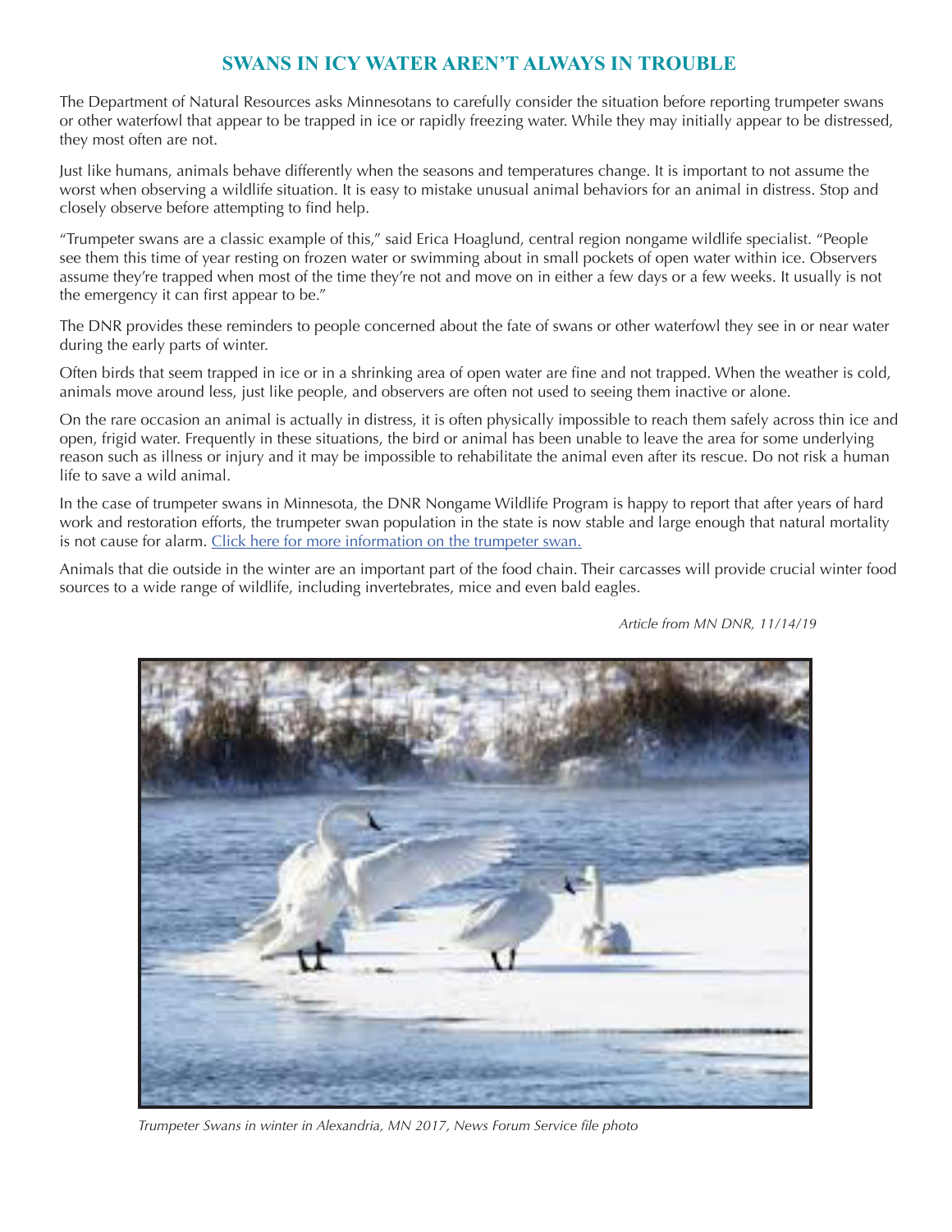# SWANS IN ICY WATER AREN'T ALWAYS IN TROUBLE

The Department of Natural Resources asks Minnesotans to carefully consider the situation before reporting trumpeter swans or other waterfowl that appear to be trapped in ice or rapidly freezing water. While they may initially appear to be distressed, they most often are not.

Just like humans, animals behave differently when the seasons and temperatures change. It is important to not assume the worst when observing a wildlife situation. It is easy to mistake unusual animal behaviors for an animal in distress. Stop and closely observe before attempting to find help.

"Trumpeter swans are a classic example of this," said Erica Hoaglund, central region nongame wildlife specialist. "People see them this time of year resting on frozen water or swimming about in small pockets of open water within ice. Observers assume they're trapped when most of the time they're not and move on in either a few days or a few weeks. It usually is not the emergency it can first appear to be."

The DNR provides these reminders to people concerned about the fate of swans or other waterfowl they see in or near water during the early parts of winter.

Often birds that seem trapped in ice or in a shrinking area of open water are fine and not trapped. When the weather is cold, animals move around less, just like people, and observers are often not used to seeing them inactive or alone.

On the rare occasion an animal is actually in distress, it is often physically impossible to reach them safely across thin ice and open, frigid water. Frequently in these situations, the bird or animal has been unable to leave the area for some underlying reason such as illness or injury and it may be impossible to rehabilitate the animal even after its rescue. Do not risk a human life to save a wild animal.

In the case of trumpeter swans in Minnesota, the DNR Nongame Wildlife Program is happy to report that after years of hard work and restoration efforts, the trumpeter swan population in the state is now stable and large enough that natural mortality is not cause for alarm. [Click here for more information on the trumpeter swan.]

Animals that die outside in the winter are an important part of the food chain. Their carcasses will provide crucial winter food sources to a wide range of wildlife, including invertebrates, mice and even bald eagles.

*Article from MN DNR, 11/14/19*

*Trumpeter Swans in winter in Alexandria, MN 2017, News Forum Service file photo*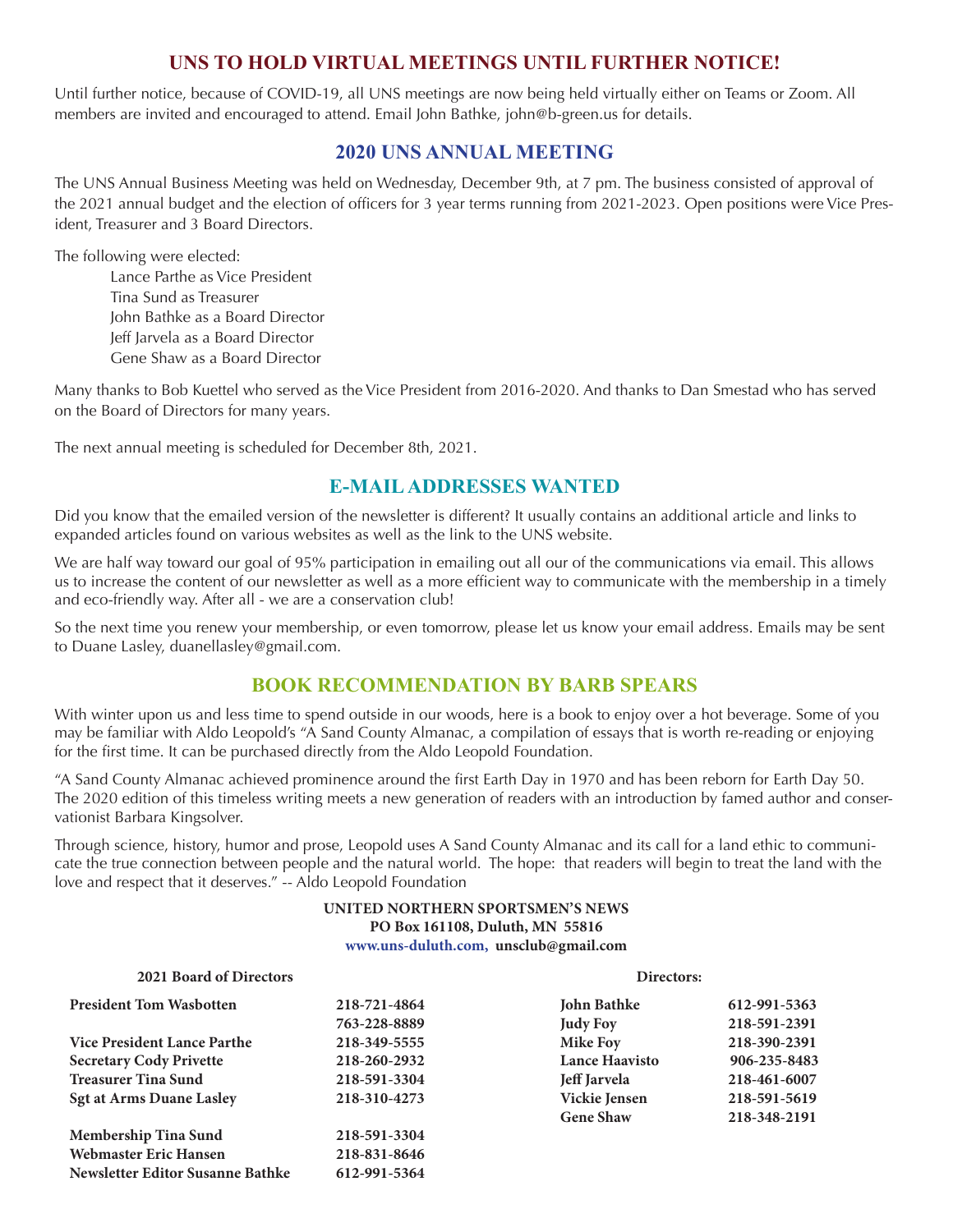## UNS TO HOLD VIRTUAL MEETINGS UNTIL FURTHER NOTICE!

Until further notice, because of COVID-19, all UNS meetings are now being held virtually either on Teams or Zoom. All members are invited and encouraged to attend. Email John Bathke, john@b-green.us for details.

## 2020 UNS ANNUAL MEETING

The UNS Annual Business Meeting was held on Wednesday, December 9th, at 7 pm. The business consisted of approval of the 2021 annual budget and the election of officers for 3 year terms running from 2021-2023. Open positions were Vice President, Treasurer and 3 Board Directors.

The following were elected:

- Lance Parthe as Vice President
- Tina Sund as Treasurer
- John Bathke as a Board Director
- Jeff Jarvela as a Board Director
- Gene Shaw as a Board Director

Many thanks to Bob Kuettel who served as the Vice President from 2016-2020. And thanks to Dan Smestad who has served on the Board of Directors for many years.

The next annual meeting is scheduled for December 8th, 2021.

## E-MAIL ADDRESSES WANTED

Did you know that the emailed version of the newsletter is different? It usually contains an additional article and links to expanded articles found on various websites as well as the link to the UNS website.

We are half way toward our goal of 95% participation in emailing out all our of the communications via email. This allows us to increase the content of our newsletter as well as a more efficient way to communicate with the membership in a timely and eco-friendly way. After all - we are a conservation club!

So the next time you renew your membership, or even tomorrow, please let us know your email address. Emails may be sent to Duane Lasley, duanellasley@gmail.com.

## BOOK RECOMMENDATION BY BARB SPEARS

With winter upon us and less time to spend outside in our woods, here is a book to enjoy over a hot beverage. Some of you may be familiar with Aldo Leopold's "A Sand County Almanac, a compilation of essays that is worth re-reading or enjoying for the first time. It can be purchased directly from the Aldo Leopold Foundation.

"A Sand County Almanac achieved prominence around the first Earth Day in 1970 and has been reborn for Earth Day 50. The 2020 edition of this timeless writing meets a new generation of readers with an introduction by famed author and conservationist Barbara Kingsolver.

Through science, history, humor and prose, Leopold uses A Sand County Almanac and its call for a land ethic to communicate the true connection between people and the natural world. The hope: that readers will begin to treat the land with the love and respect that it deserves." -- Aldo Leopold Foundation

**UNITED NORTHERN SPORTSMEN'S NEWS**
**PO Box 161108, Duluth, MN 55816**
**www.uns-duluth.com, unsclub@gmail.com**

**2021 Board of Directors**

| | |
|---|---|
| **President Tom Wasbotten** | **218-721-4864** |
| | **763-228-8889** |
| **Vice President Lance Parthe** | **218-349-5555** |
| **Secretary Cody Privette** | **218-260-2932** |
| **Treasurer Tina Sund** | **218-591-3304** |
| **Sgt at Arms Duane Lasley** | **218-310-4273** |
| **Membership Tina Sund** | **218-591-3304** |
| **Webmaster Eric Hansen** | **218-831-8646** |
| **Newsletter Editor Susanne Bathke** | **612-991-5364** |

**Directors:**

| | |
|---|---|
| **John Bathke** | **612-991-5363** |
| **Judy Foy** | **218-591-2391** |
| **Mike Foy** | **218-390-2391** |
| **Lance Haavisto** | **906-235-8483** |
| **Jeff Jarvela** | **218-461-6007** |
| **Vickie Jensen** | **218-591-5619** |
| **Gene Shaw** | **218-348-2191** |